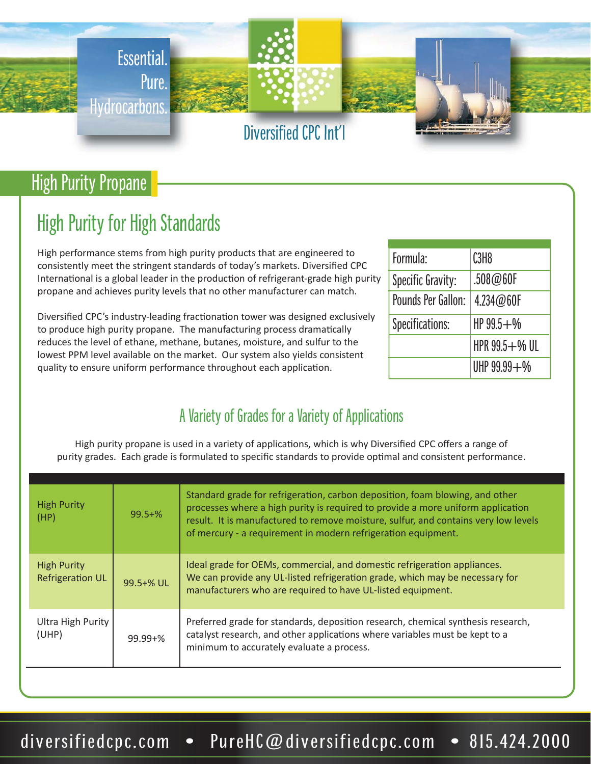Essential. Pure. Hydrocarbons.

Diversified CPC Int'l

# High Purity Propane

## High Purity for High Standards

High performance stems from high purity products that are engineered to consistently meet the stringent standards of today's markets. Diversified CPC International is a global leader in the production of refrigerant-grade high purity propane and achieves purity levels that no other manufacturer can match.

Diversified CPC's industry-leading fractionation tower was designed exclusively to produce high purity propane. The manufacturing process dramatically reduces the level of ethane, methane, butanes, moisture, and sulfur to the lowest PPM level available on the market. Our system also yields consistent quality to ensure uniform performance throughout each application.

| | |
|---|---|
| Formula: | $C_3H_8$ |
| Specific Gravity: | .508@60F |
| Pounds Per Gallon: | 4.234@60F |
| Specifications: | HP 99.5+% |
| | HPR 99.5+% UL |
| | UHP 99.99+% |

## A Variety of Grades for a Variety of Applications

High purity propane is used in a variety of applications, which is why Diversified CPC offers a range of purity grades. Each grade is formulated to specific standards to provide optimal and consistent performance.

| | | |
|---|---|---|
| High Purity (HP) | 99.5+% | Standard grade for refrigeration, carbon deposition, foam blowing, and other processes where a high purity is required to provide a more uniform application result. It is manufactured to remove moisture, sulfur, and contains very low levels of mercury - a requirement in modern refrigeration equipment. |
| High Purity Refrigeration UL | 99.5+% UL | Ideal grade for OEMs, commercial, and domestic refrigeration appliances. We can provide any UL-listed refrigeration grade, which may be necessary for manufacturers who are required to have UL-listed equipment. |
| Ultra High Purity (UHP) | 99.99+% | Preferred grade for standards, deposition research, chemical synthesis research, catalyst research, and other applications where variables must be kept to a minimum to accurately evaluate a process. |

diversifiedcpc.com • PureHC@diversifiedcpc.com • 815.424.2000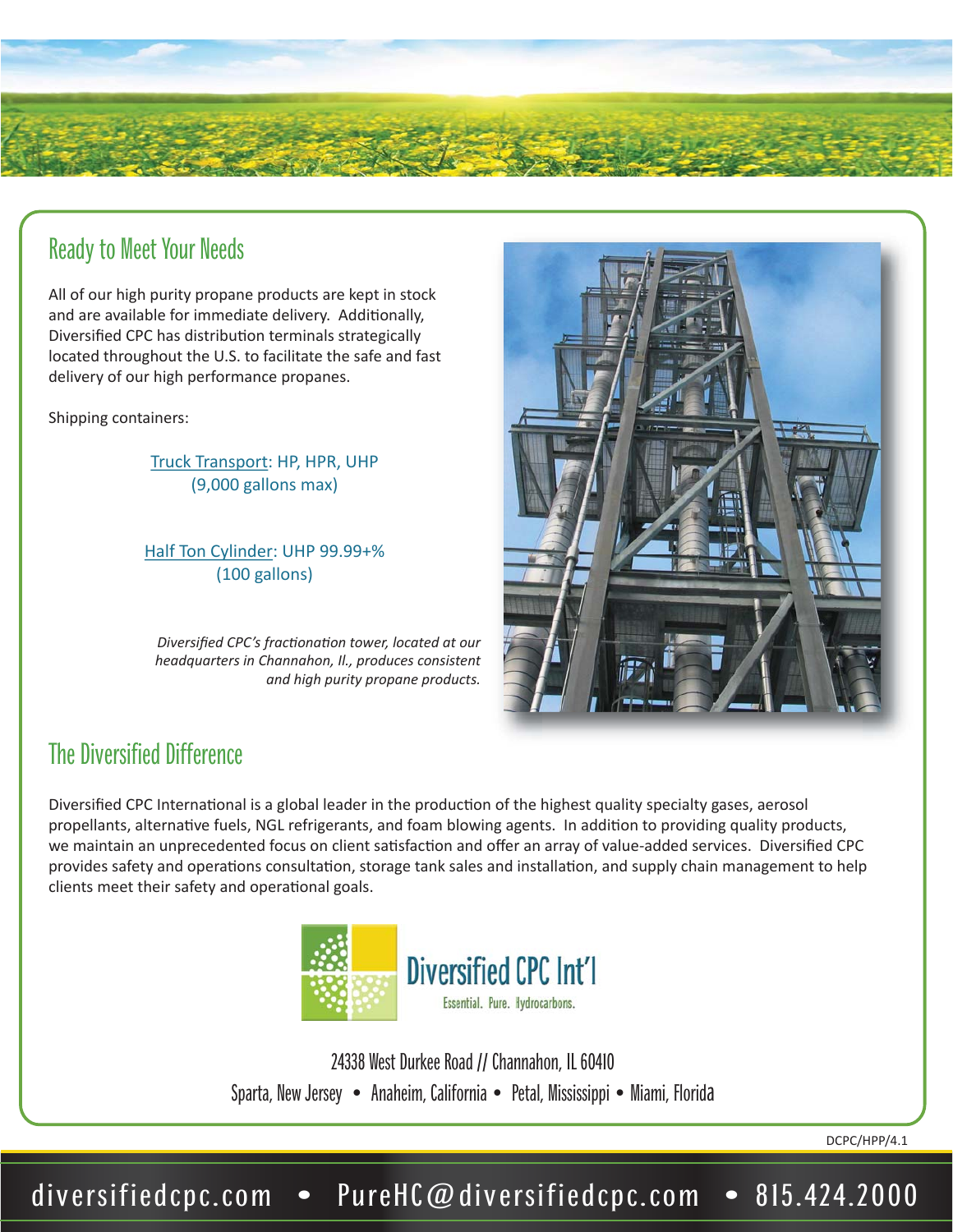## Ready to Meet Your Needs

All of our high purity propane products are kept in stock and are available for immediate delivery. Additionally, Diversified CPC has distribution terminals strategically located throughout the U.S. to facilitate the safe and fast delivery of our high performance propanes.

Shipping containers:

Truck Transport: HP, HPR, UHP
(9,000 gallons max)

Half Ton Cylinder: UHP 99.99+%
(100 gallons)

*Diversified CPC's fractionation tower, located at our headquarters in Channahon, Il., produces consistent and high purity propane products.*

## The Diversified Difference

Diversified CPC International is a global leader in the production of the highest quality specialty gases, aerosol propellants, alternative fuels, NGL refrigerants, and foam blowing agents. In addition to providing quality products, we maintain an unprecedented focus on client satisfaction and offer an array of value-added services. Diversified CPC provides safety and operations consultation, storage tank sales and installation, and supply chain management to help clients meet their safety and operational goals.

Diversified CPC Int'l

Essential. Pure. Hydrocarbons.

24338 West Durkee Road // Channahon, IL 60410

Sparta, New Jersey • Anaheim, California • Petal, Mississippi • Miami, Florida

DCPC/HPP/4.1

diversifiedcpc.com • PureHC@diversifiedcpc.com • 815.424.2000